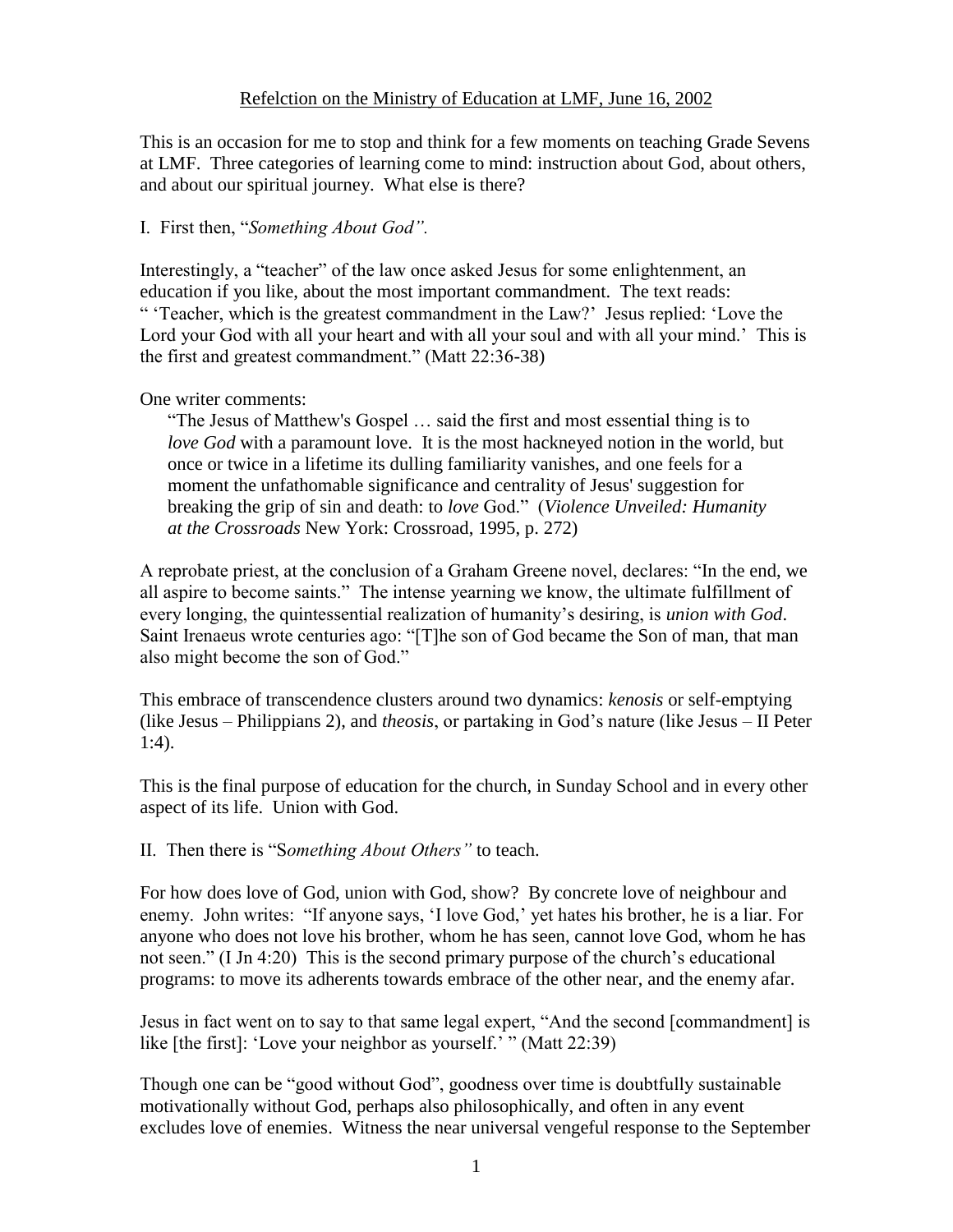Refelction on the Ministry of Education at LMF, June 16, 2002

This is an occasion for me to stop and think for a few moments on teaching Grade Sevens at LMF. Three categories of learning come to mind: instruction about God, about others, and about our spiritual journey. What else is there?

I. First then, "*Something About God".*

Interestingly, a "teacher" of the law once asked Jesus for some enlightenment, an education if you like, about the most important commandment. The text reads: " 'Teacher, which is the greatest commandment in the Law?' Jesus replied: 'Love the Lord your God with all your heart and with all your soul and with all your mind.' This is the first and greatest commandment." (Matt 22:36-38)

One writer comments:

> "The Jesus of Matthew's Gospel … said the first and most essential thing is to *love God* with a paramount love. It is the most hackneyed notion in the world, but once or twice in a lifetime its dulling familiarity vanishes, and one feels for a moment the unfathomable significance and centrality of Jesus' suggestion for breaking the grip of sin and death: to *love* God." (*Violence Unveiled: Humanity at the Crossroads* New York: Crossroad, 1995, p. 272)

A reprobate priest, at the conclusion of a Graham Greene novel, declares: "In the end, we all aspire to become saints." The intense yearning we know, the ultimate fulfillment of every longing, the quintessential realization of humanity's desiring, is *union with God*. Saint Irenaeus wrote centuries ago: "[T]he son of God became the Son of man, that man also might become the son of God."

This embrace of transcendence clusters around two dynamics: *kenosis* or self-emptying (like Jesus – Philippians 2), and *theosis*, or partaking in God's nature (like Jesus – II Peter 1:4).

This is the final purpose of education for the church, in Sunday School and in every other aspect of its life. Union with God.

II. Then there is "S*omething About Others"* to teach.

For how does love of God, union with God, show? By concrete love of neighbour and enemy. John writes: "If anyone says, 'I love God,' yet hates his brother, he is a liar. For anyone who does not love his brother, whom he has seen, cannot love God, whom he has not seen." (I Jn 4:20) This is the second primary purpose of the church's educational programs: to move its adherents towards embrace of the other near, and the enemy afar.

Jesus in fact went on to say to that same legal expert, "And the second [commandment] is like [the first]: 'Love your neighbor as yourself.' " (Matt 22:39)

Though one can be "good without God", goodness over time is doubtfully sustainable motivationally without God, perhaps also philosophically, and often in any event excludes love of enemies. Witness the near universal vengeful response to the September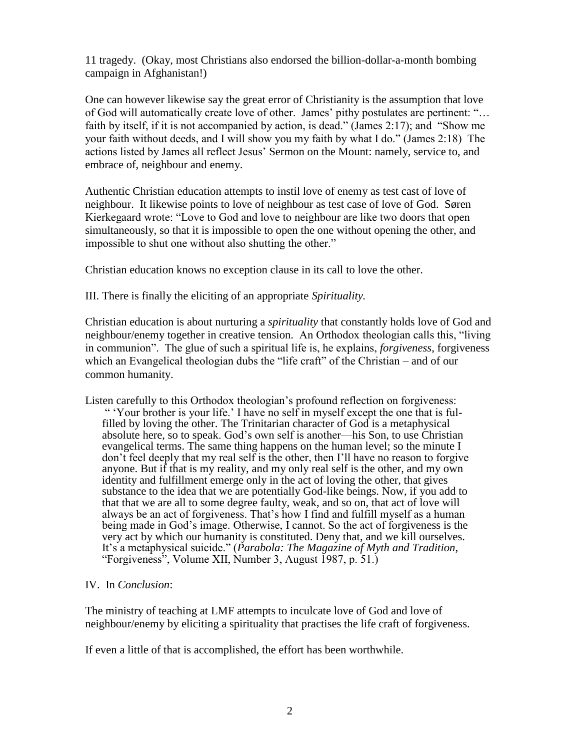11 tragedy. (Okay, most Christians also endorsed the billion-dollar-a-month bombing campaign in Afghanistan!)

One can however likewise say the great error of Christianity is the assumption that love of God will automatically create love of other. James' pithy postulates are pertinent: "… faith by itself, if it is not accompanied by action, is dead." (James 2:17); and "Show me your faith without deeds, and I will show you my faith by what I do." (James 2:18) The actions listed by James all reflect Jesus' Sermon on the Mount: namely, service to, and embrace of, neighbour and enemy.

Authentic Christian education attempts to instil love of enemy as test cast of love of neighbour. It likewise points to love of neighbour as test case of love of God. Søren Kierkegaard wrote: "Love to God and love to neighbour are like two doors that open simultaneously, so that it is impossible to open the one without opening the other, and impossible to shut one without also shutting the other."

Christian education knows no exception clause in its call to love the other.

III. There is finally the eliciting of an appropriate *Spirituality.*

Christian education is about nurturing a *spirituality* that constantly holds love of God and neighbour/enemy together in creative tension. An Orthodox theologian calls this, "living in communion". The glue of such a spiritual life is, he explains, *forgiveness*, forgiveness which an Evangelical theologian dubs the "life craft" of the Christian – and of our common humanity.

Listen carefully to this Orthodox theologian's profound reflection on forgiveness:

> " 'Your brother is your life.' I have no self in myself except the one that is ful-filled by loving the other. The Trinitarian character of God is a metaphysical absolute here, so to speak. God's own self is another—his Son, to use Christian evangelical terms. The same thing happens on the human level; so the minute I don't feel deeply that my real self is the other, then I'll have no reason to forgive anyone. But if that is my reality, and my only real self is the other, and my own identity and fulfillment emerge only in the act of loving the other, that gives substance to the idea that we are potentially God-like beings. Now, if you add to that that we are all to some degree faulty, weak, and so on, that act of love will always be an act of forgiveness. That's how I find and fulfill myself as a human being made in God's image. Otherwise, I cannot. So the act of forgiveness is the very act by which our humanity is constituted. Deny that, and we kill ourselves. It's a metaphysical suicide." (*Parabola: The Magazine of Myth and Tradition*, "Forgiveness", Volume XII, Number 3, August 1987, p. 51.)

IV. In *Conclusion*:

The ministry of teaching at LMF attempts to inculcate love of God and love of neighbour/enemy by eliciting a spirituality that practises the life craft of forgiveness.

If even a little of that is accomplished, the effort has been worthwhile.